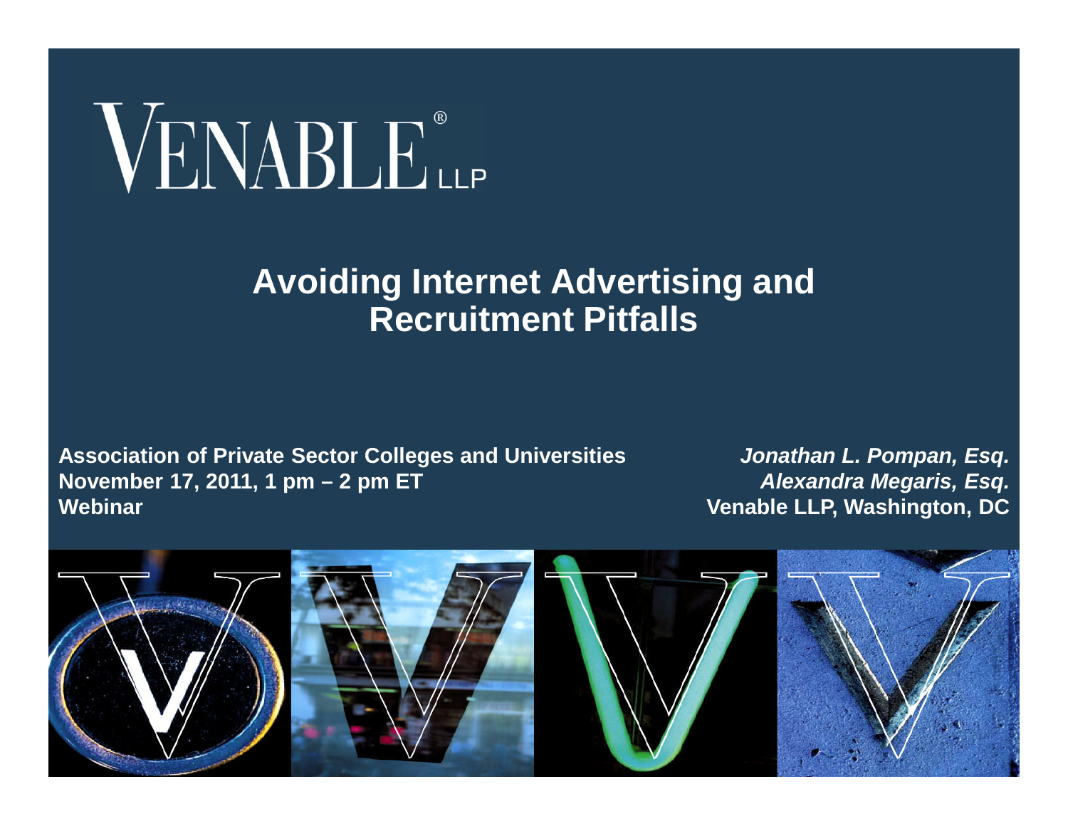VENABLE® LLP

# Avoiding Internet Advertising and Recruitment Pitfalls

**Association of Private Sector Colleges and Universities**
**November 17, 2011, 1 pm – 2 pm ET**
**Webinar**

***Jonathan L. Pompan, Esq.***
***Alexandra Megaris, Esq.***
**Venable LLP, Washington, DC**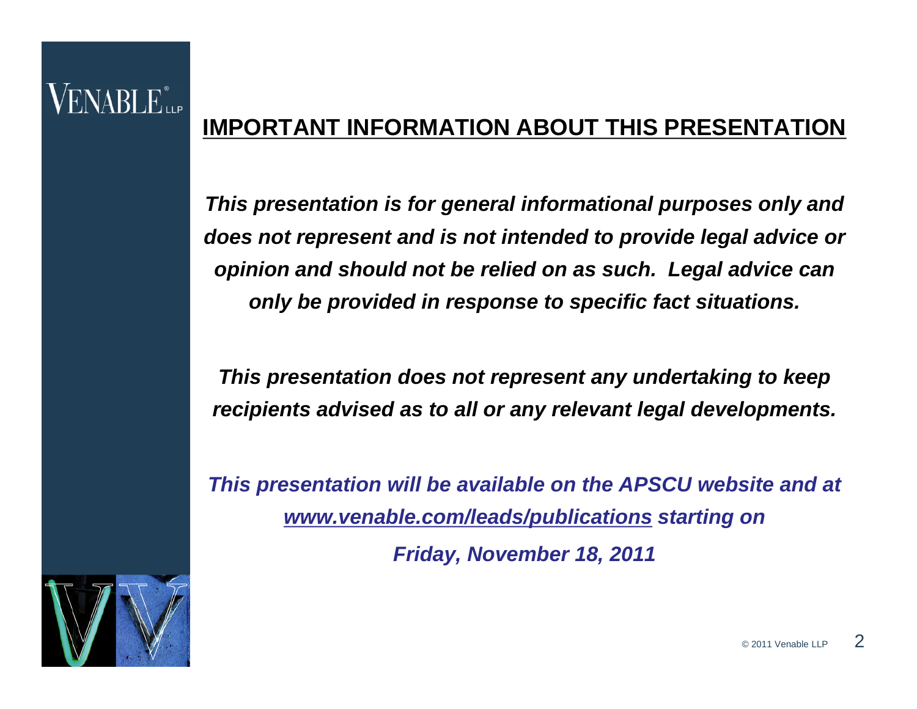## IMPORTANT INFORMATION ABOUT THIS PRESENTATION

***This presentation is for general informational purposes only and does not represent and is not intended to provide legal advice or opinion and should not be relied on as such. Legal advice can only be provided in response to specific fact situations.***

***This presentation does not represent any undertaking to keep recipients advised as to all or any relevant legal developments.***

***This presentation will be available on the APSCU website and at www.venable.com/leads/publications starting on Friday, November 18, 2011***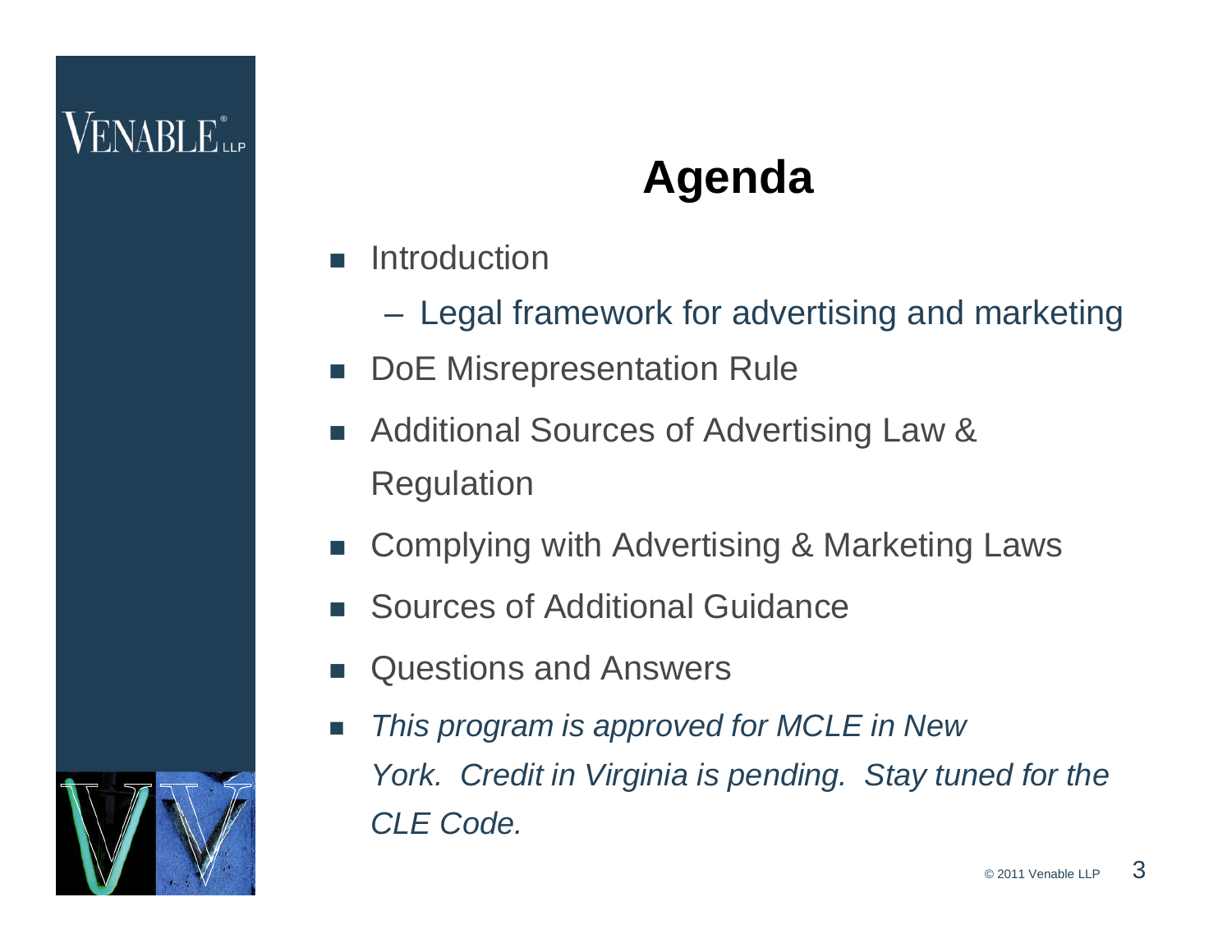# Agenda

- Introduction
  - Legal framework for advertising and marketing
- DoE Misrepresentation Rule
- Additional Sources of Advertising Law & Regulation
- Complying with Advertising & Marketing Laws
- Sources of Additional Guidance
- Questions and Answers
- *This program is approved for MCLE in New York. Credit in Virginia is pending. Stay tuned for the CLE Code.*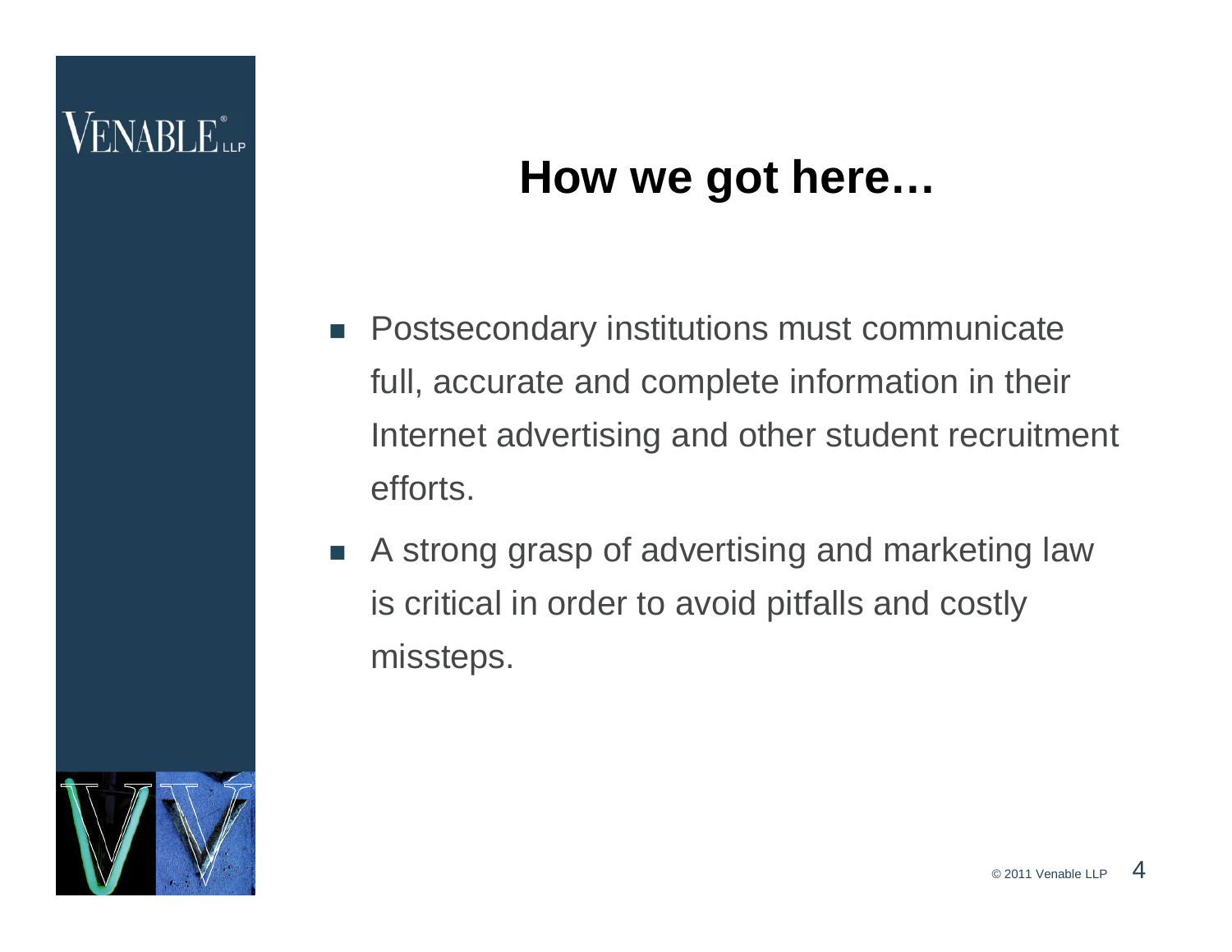# How we got here…

- Postsecondary institutions must communicate full, accurate and complete information in their Internet advertising and other student recruitment efforts.
- A strong grasp of advertising and marketing law is critical in order to avoid pitfalls and costly missteps.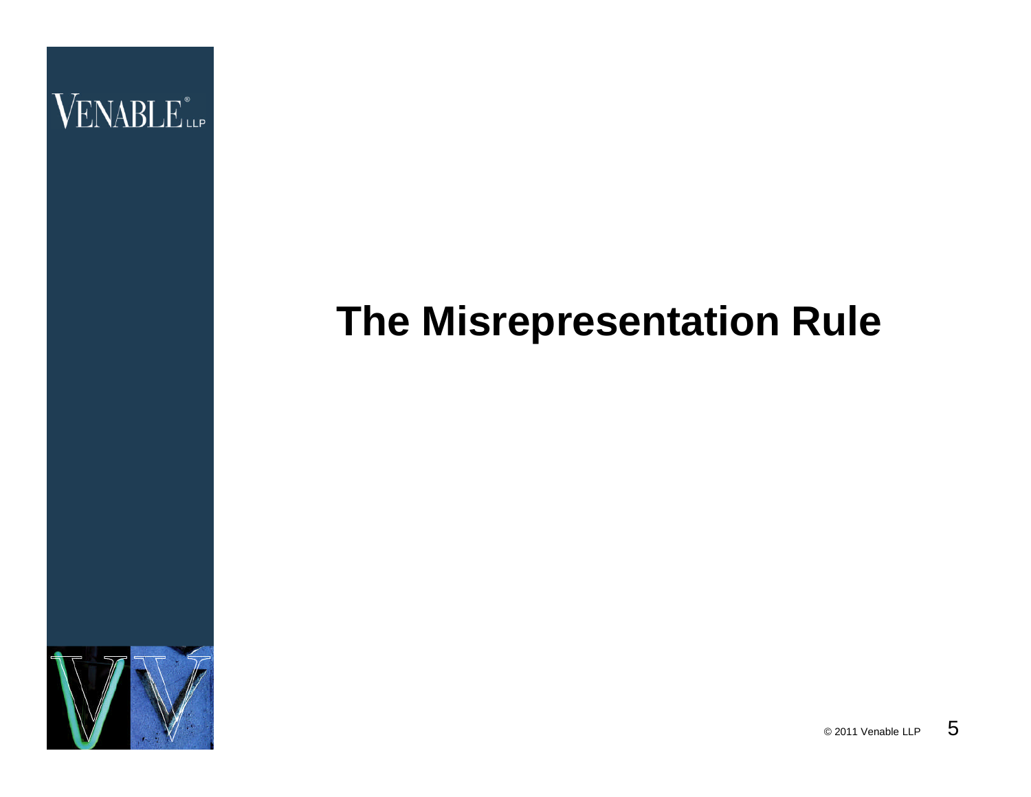# The Misrepresentation Rule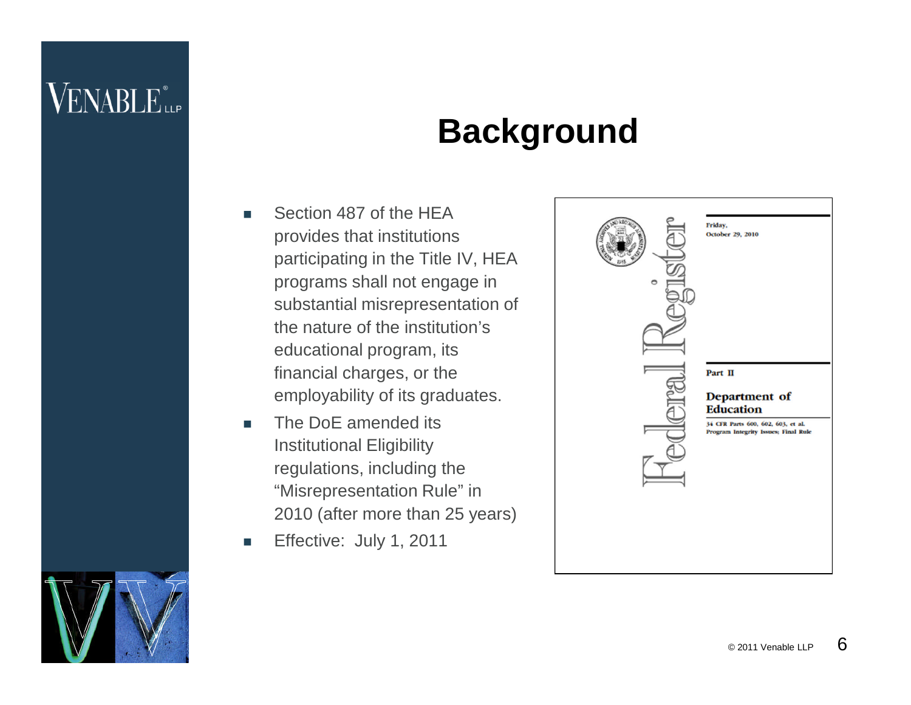# Background

- Section 487 of the HEA provides that institutions participating in the Title IV, HEA programs shall not engage in substantial misrepresentation of the nature of the institution's educational program, its financial charges, or the employability of its graduates.
- The DoE amended its Institutional Eligibility regulations, including the "Misrepresentation Rule" in 2010 (after more than 25 years)
- Effective: July 1, 2011

Federal Register

Friday,
October 29, 2010

Part II

**Department of Education**

34 CFR Parts 600, 602, 603, et al.
Program Integrity Issues; Final Rule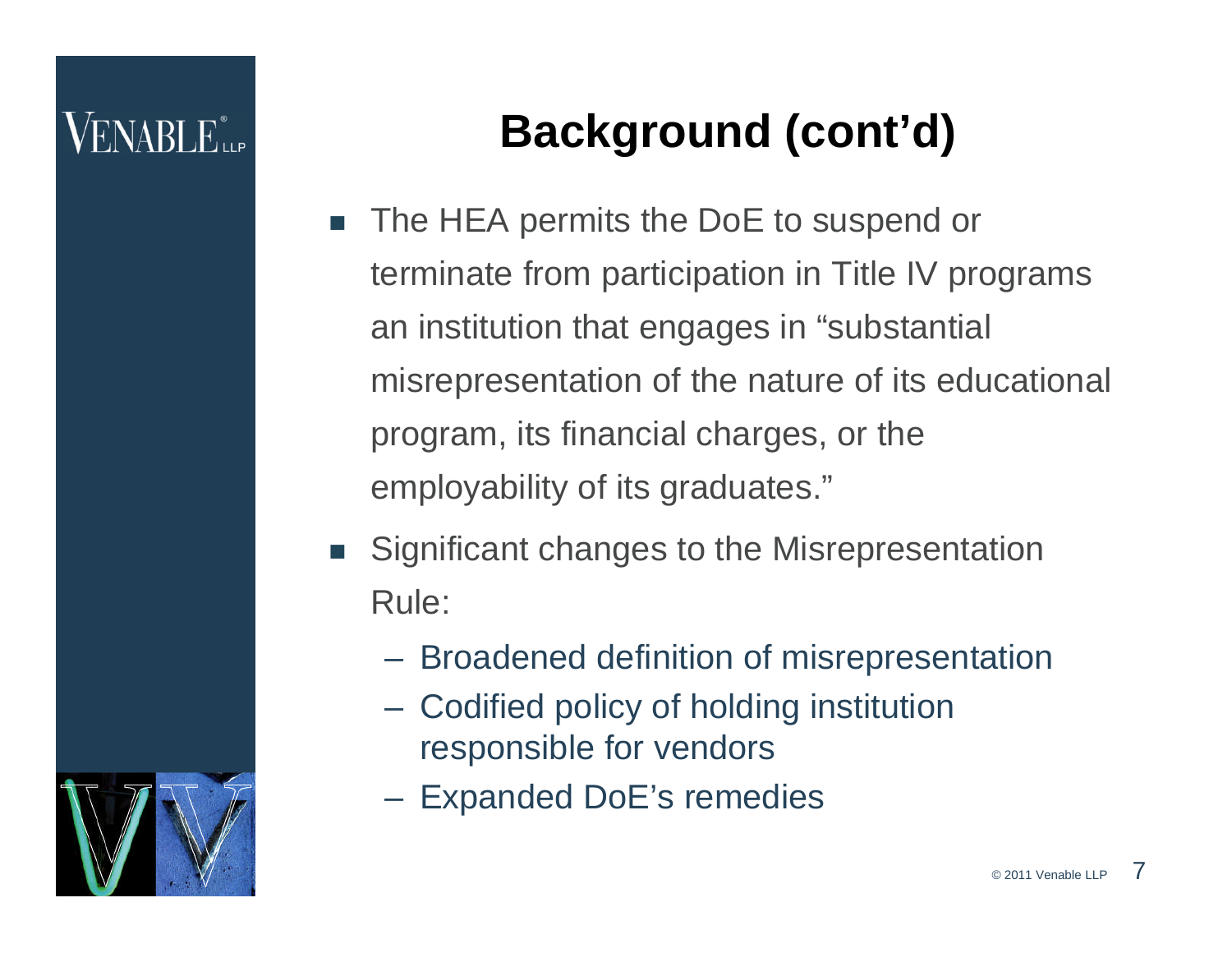# Background (cont'd)

- The HEA permits the DoE to suspend or terminate from participation in Title IV programs an institution that engages in "substantial misrepresentation of the nature of its educational program, its financial charges, or the employability of its graduates."
- Significant changes to the Misrepresentation Rule:
  - Broadened definition of misrepresentation
  - Codified policy of holding institution responsible for vendors
  - Expanded DoE's remedies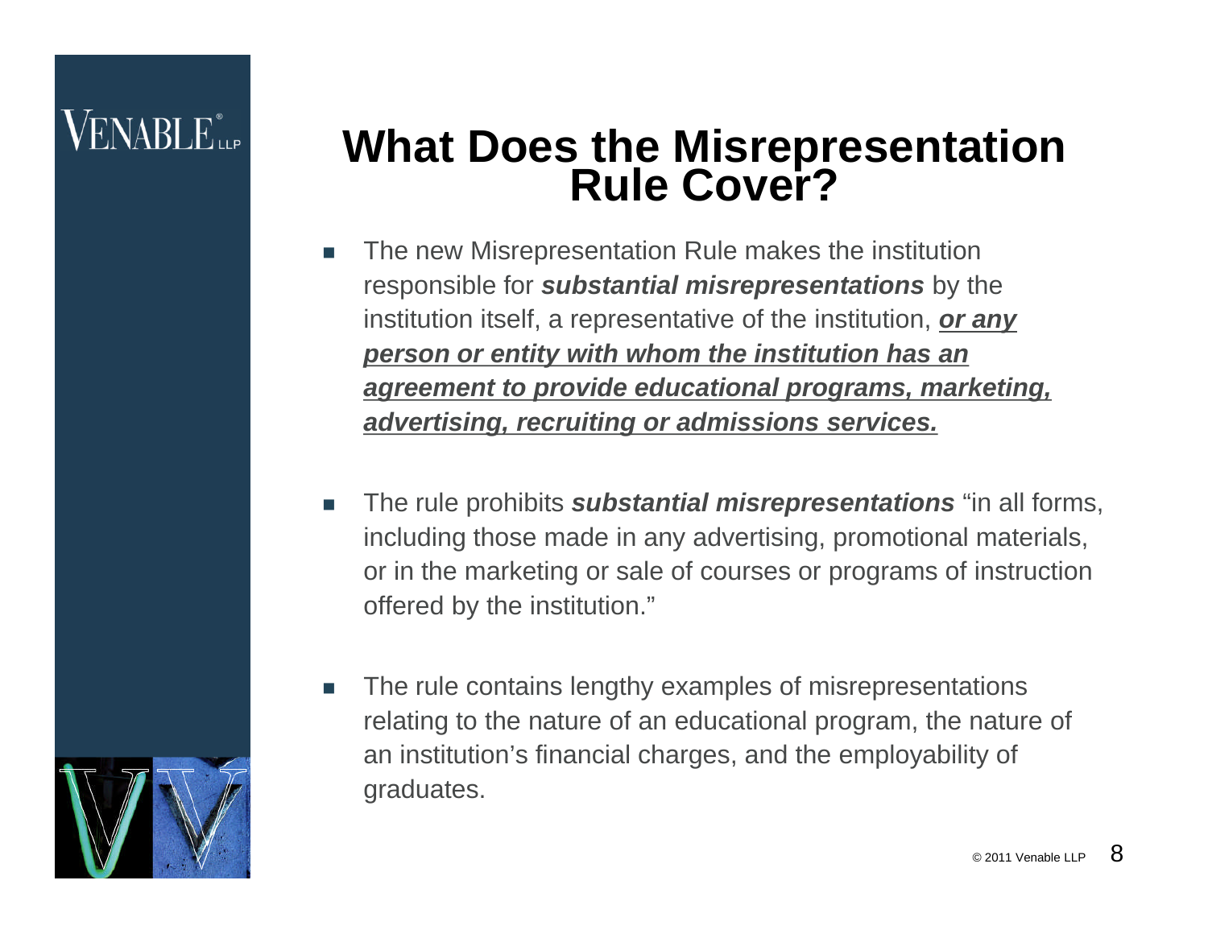# What Does the Misrepresentation Rule Cover?

- The new Misrepresentation Rule makes the institution responsible for ***substantial misrepresentations*** by the institution itself, a representative of the institution, ***<u>or any person or entity with whom the institution has an agreement to provide educational programs, marketing, advertising, recruiting or admissions services.</u>***

- The rule prohibits ***substantial misrepresentations*** "in all forms, including those made in any advertising, promotional materials, or in the marketing or sale of courses or programs of instruction offered by the institution."

- The rule contains lengthy examples of misrepresentations relating to the nature of an educational program, the nature of an institution's financial charges, and the employability of graduates.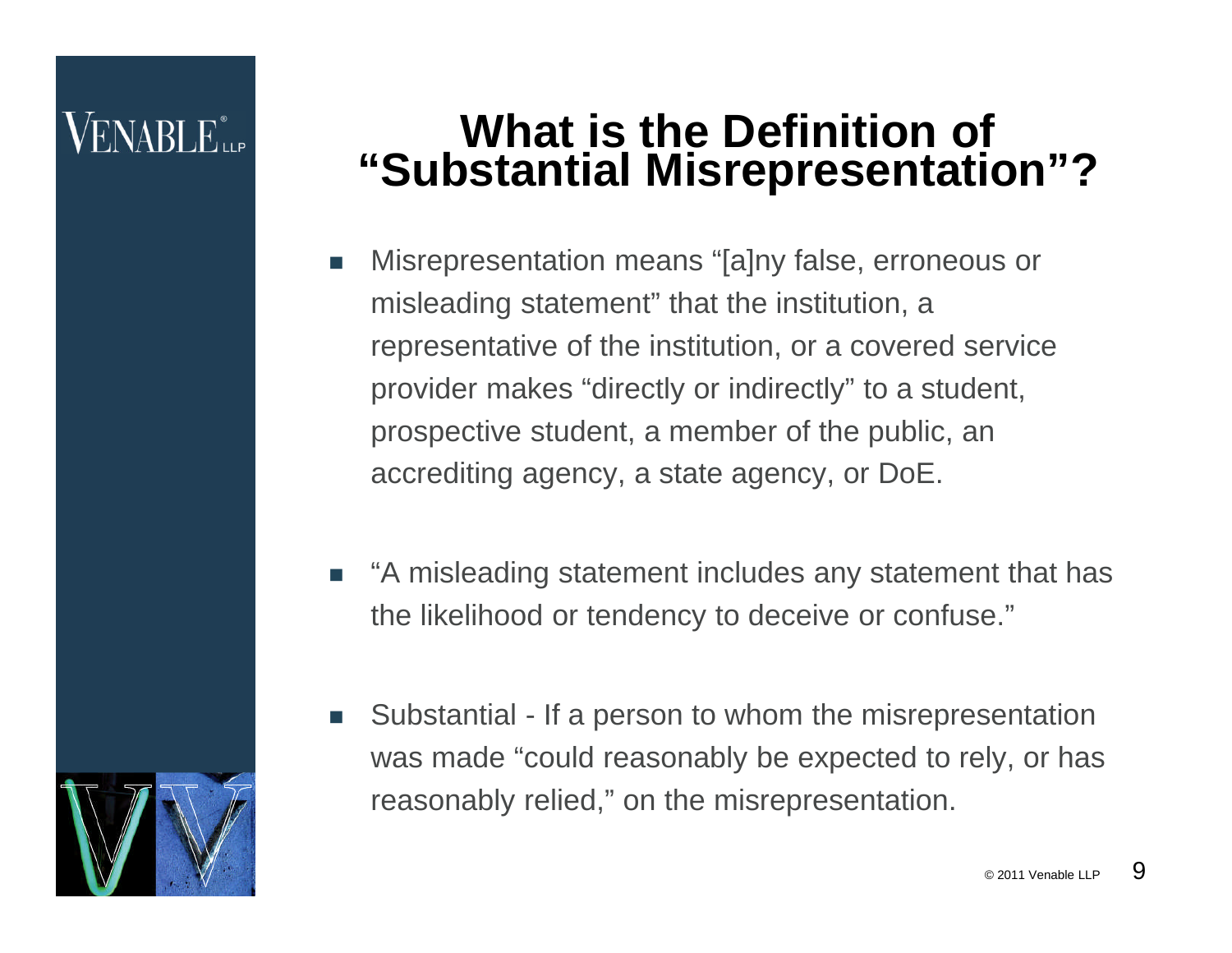# What is the Definition of "Substantial Misrepresentation"?

- Misrepresentation means "[a]ny false, erroneous or misleading statement" that the institution, a representative of the institution, or a covered service provider makes "directly or indirectly" to a student, prospective student, a member of the public, an accrediting agency, a state agency, or DoE.

- "A misleading statement includes any statement that has the likelihood or tendency to deceive or confuse."

- Substantial - If a person to whom the misrepresentation was made "could reasonably be expected to rely, or has reasonably relied," on the misrepresentation.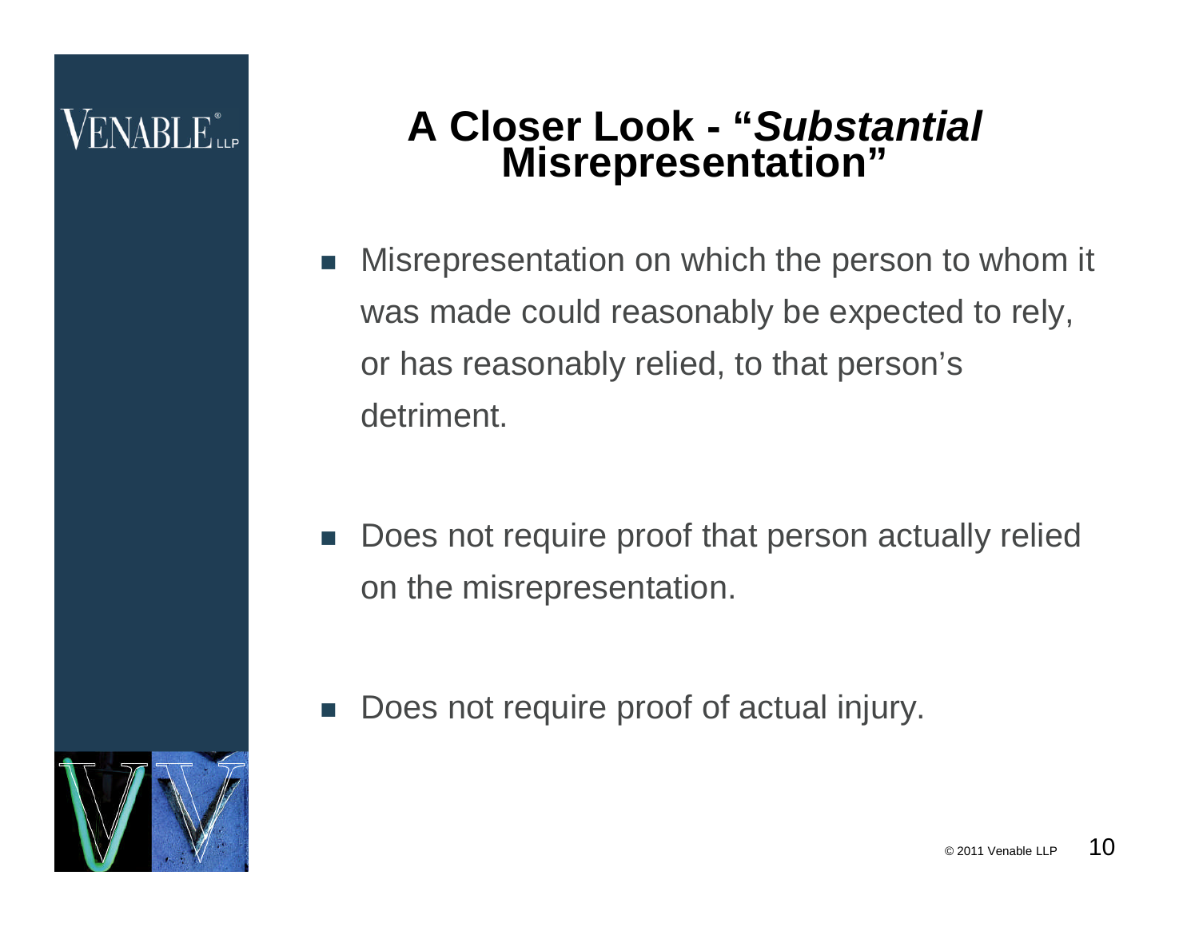# A Closer Look - "*Substantial* Misrepresentation"

- Misrepresentation on which the person to whom it was made could reasonably be expected to rely, or has reasonably relied, to that person's detriment.

- Does not require proof that person actually relied on the misrepresentation.

- Does not require proof of actual injury.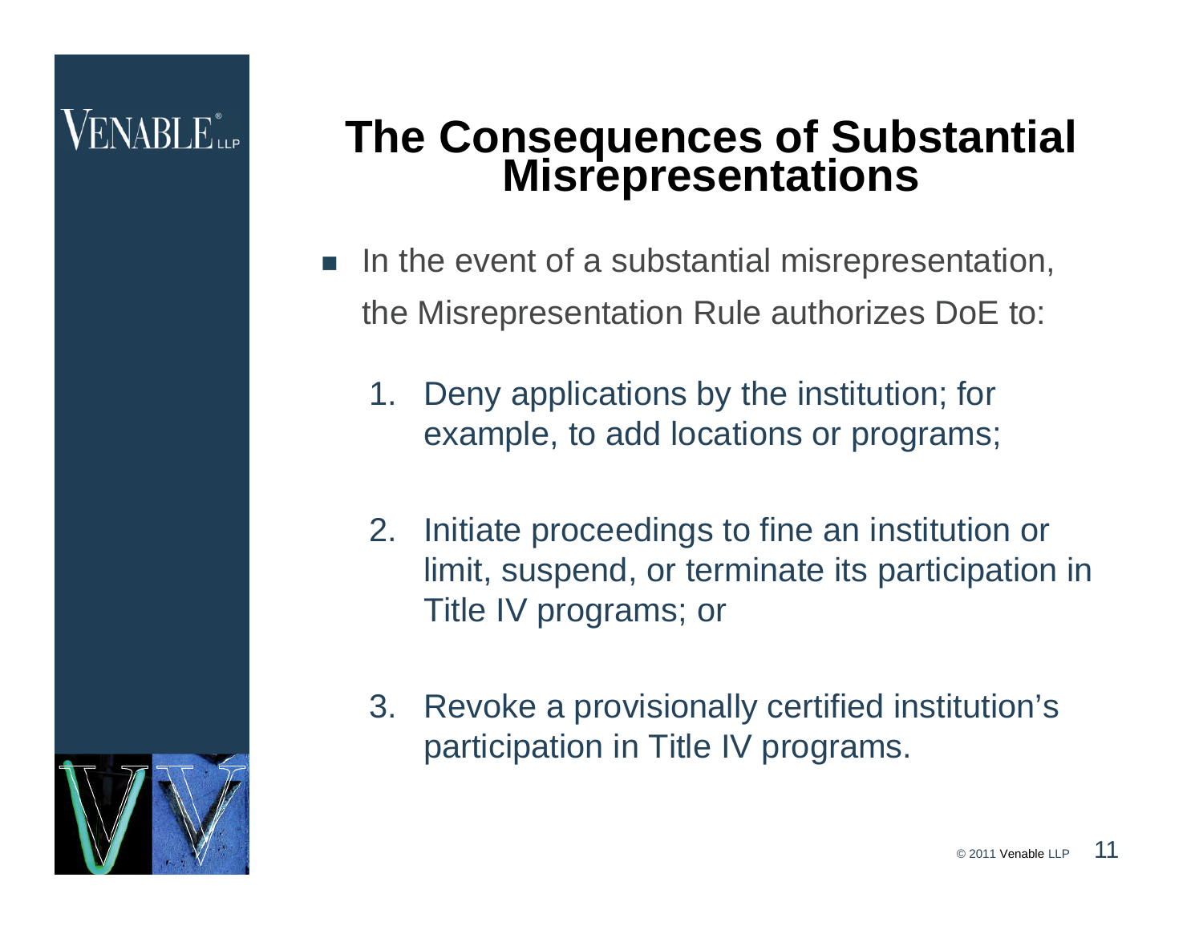# The Consequences of Substantial Misrepresentations

- In the event of a substantial misrepresentation, the Misrepresentation Rule authorizes DoE to:

  1. Deny applications by the institution; for example, to add locations or programs;

  2. Initiate proceedings to fine an institution or limit, suspend, or terminate its participation in Title IV programs; or

  3. Revoke a provisionally certified institution's participation in Title IV programs.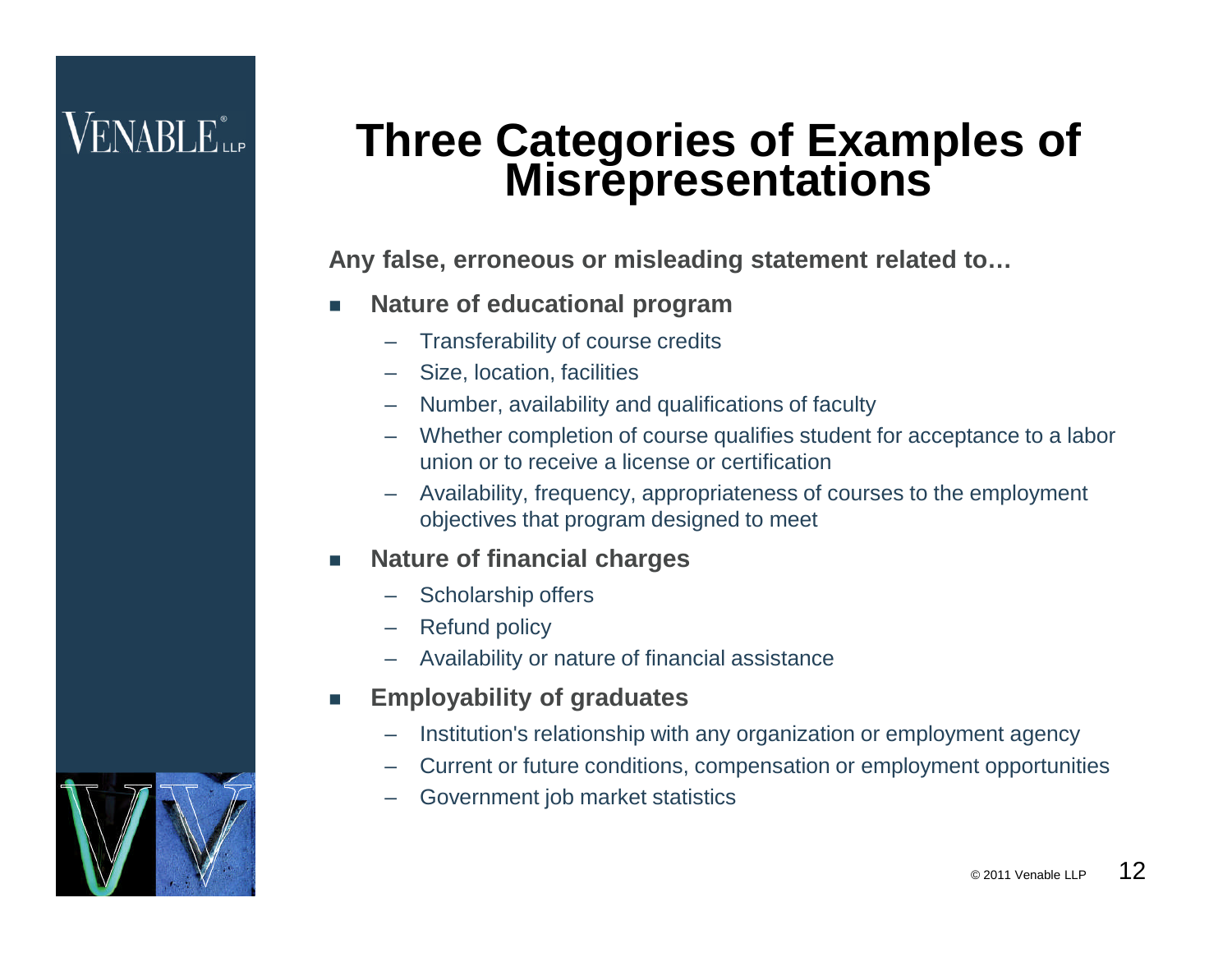# Three Categories of Examples of Misrepresentations

**Any false, erroneous or misleading statement related to…**

- **Nature of educational program**
  - Transferability of course credits
  - Size, location, facilities
  - Number, availability and qualifications of faculty
  - Whether completion of course qualifies student for acceptance to a labor union or to receive a license or certification
  - Availability, frequency, appropriateness of courses to the employment objectives that program designed to meet
- **Nature of financial charges**
  - Scholarship offers
  - Refund policy
  - Availability or nature of financial assistance
- **Employability of graduates**
  - Institution's relationship with any organization or employment agency
  - Current or future conditions, compensation or employment opportunities
  - Government job market statistics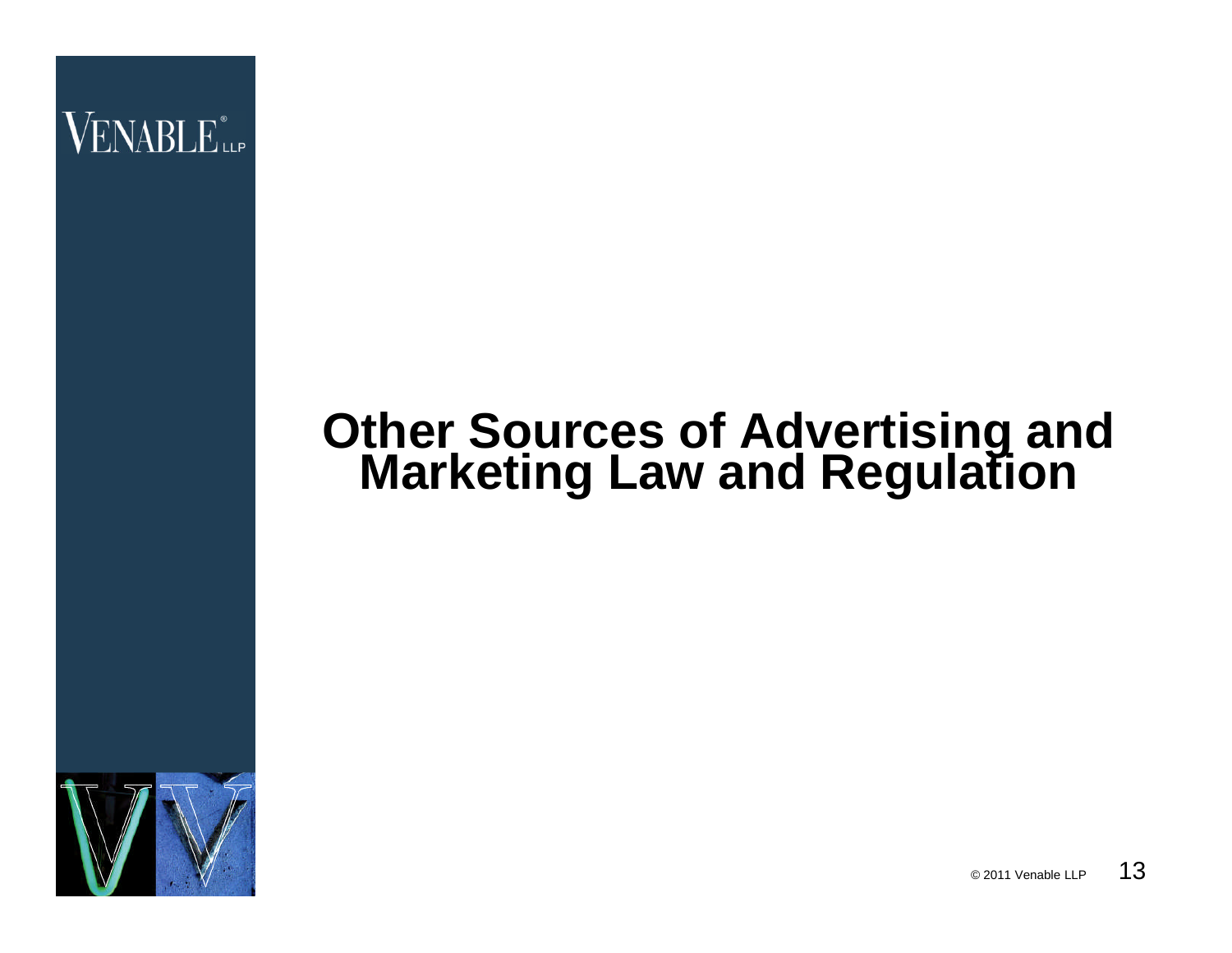# Other Sources of Advertising and Marketing Law and Regulation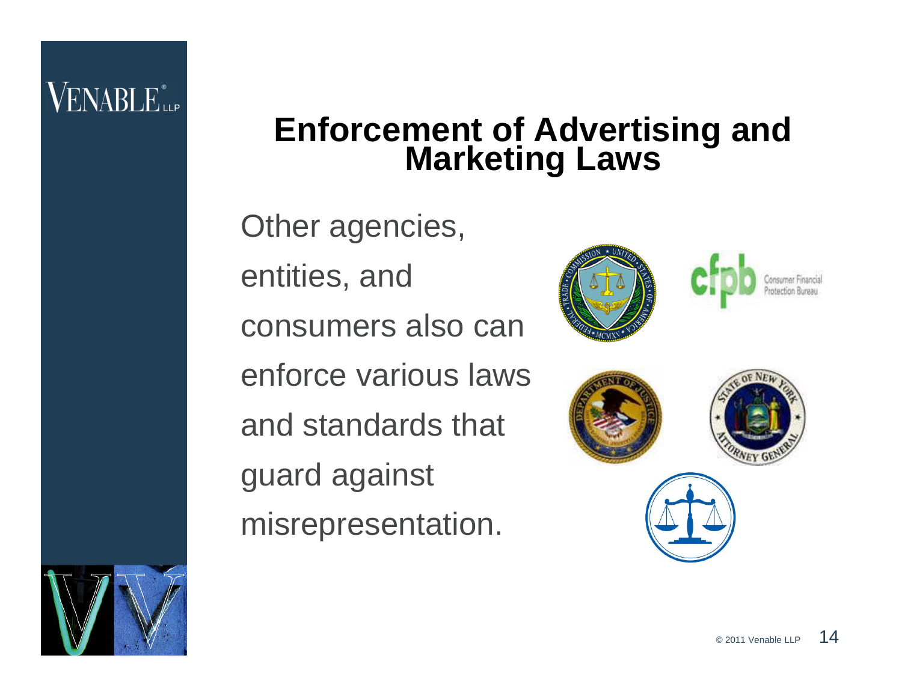# Enforcement of Advertising and Marketing Laws

Other agencies, entities, and consumers also can enforce various laws and standards that guard against misrepresentation.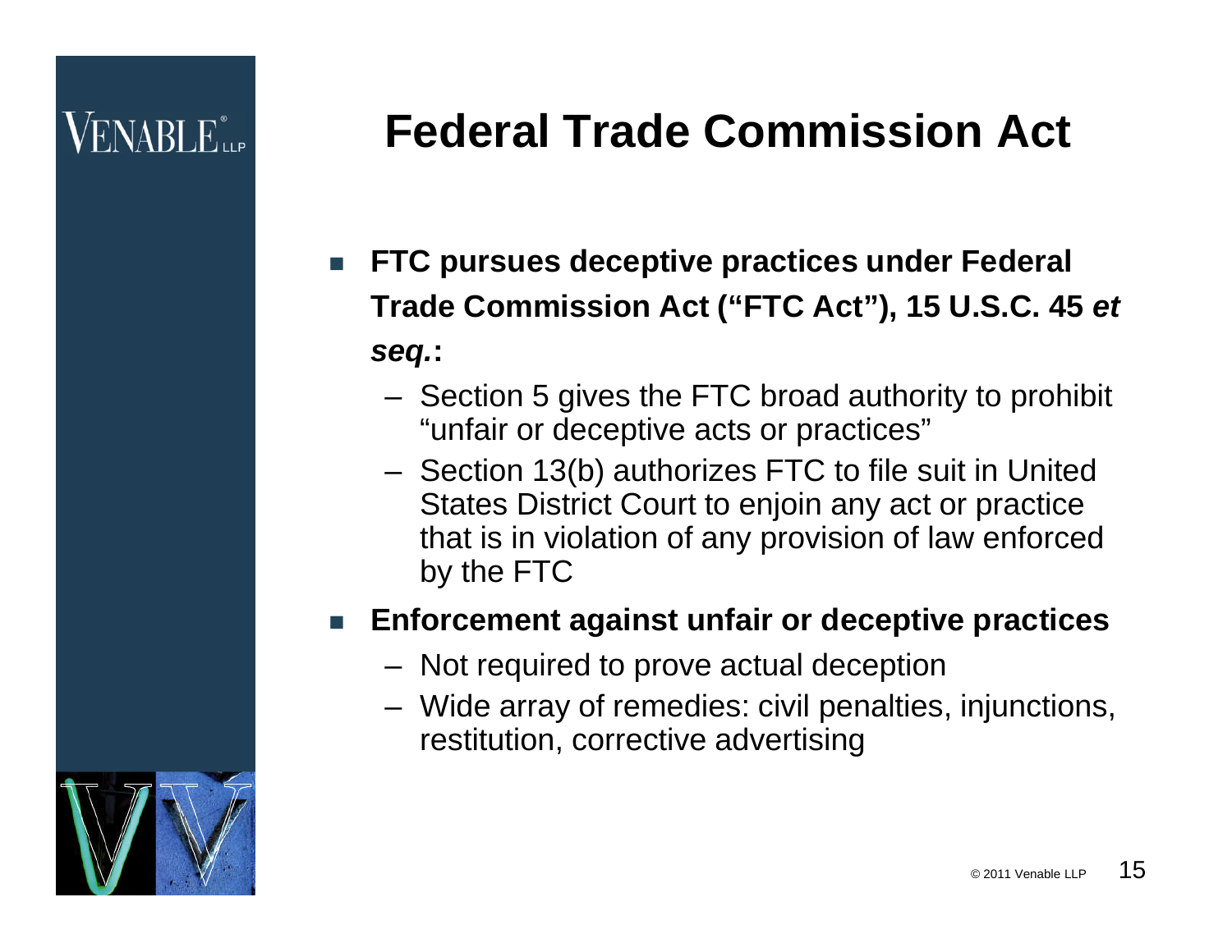# Federal Trade Commission Act

- **FTC pursues deceptive practices under Federal Trade Commission Act ("FTC Act"), 15 U.S.C. 45 *et seq.*:**
  - Section 5 gives the FTC broad authority to prohibit "unfair or deceptive acts or practices"
  - Section 13(b) authorizes FTC to file suit in United States District Court to enjoin any act or practice that is in violation of any provision of law enforced by the FTC
- **Enforcement against unfair or deceptive practices**
  - Not required to prove actual deception
  - Wide array of remedies: civil penalties, injunctions, restitution, corrective advertising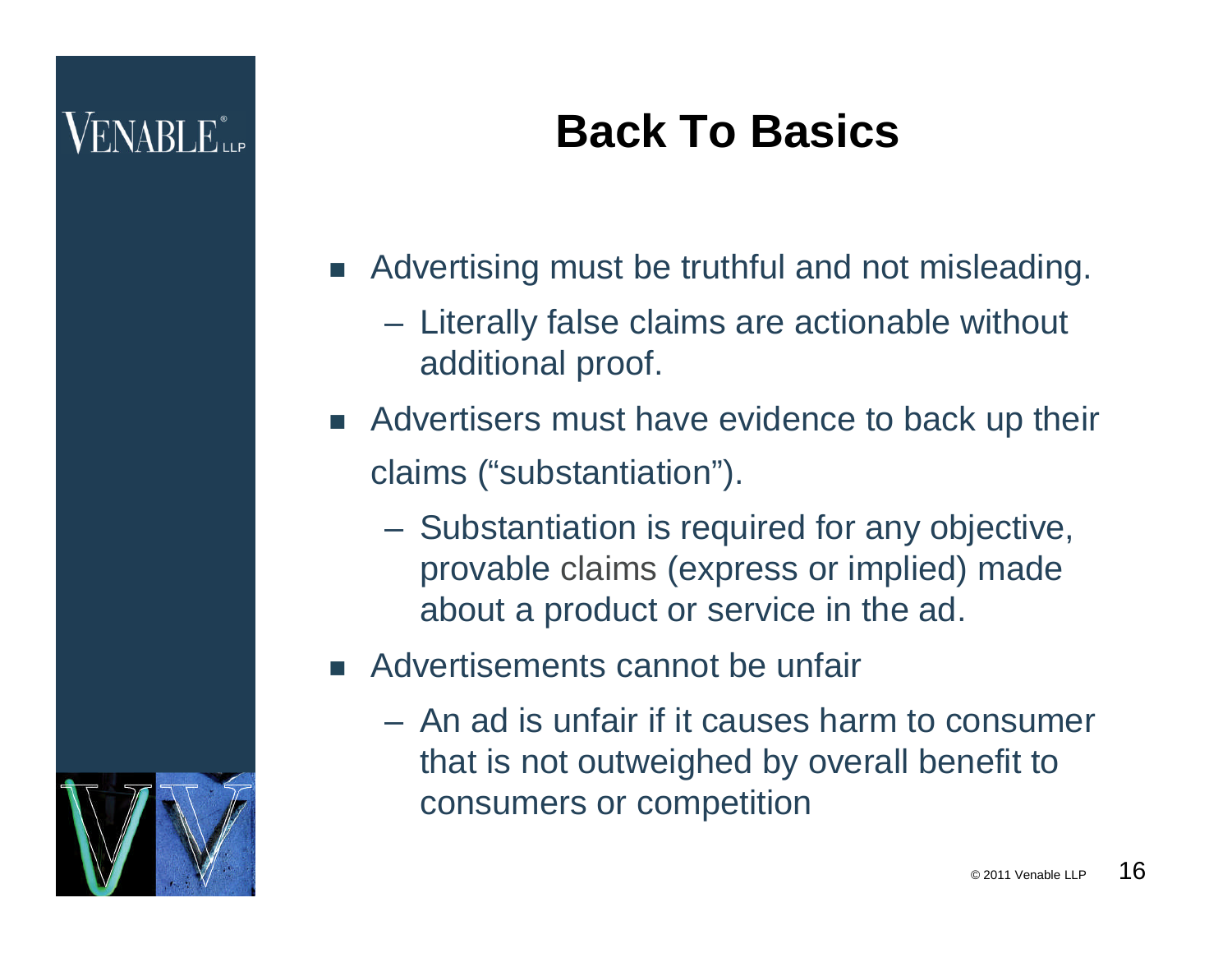# Back To Basics

- Advertising must be truthful and not misleading.
  - Literally false claims are actionable without additional proof.
- Advertisers must have evidence to back up their claims ("substantiation").
  - Substantiation is required for any objective, provable claims (express or implied) made about a product or service in the ad.
- Advertisements cannot be unfair
  - An ad is unfair if it causes harm to consumer that is not outweighed by overall benefit to consumers or competition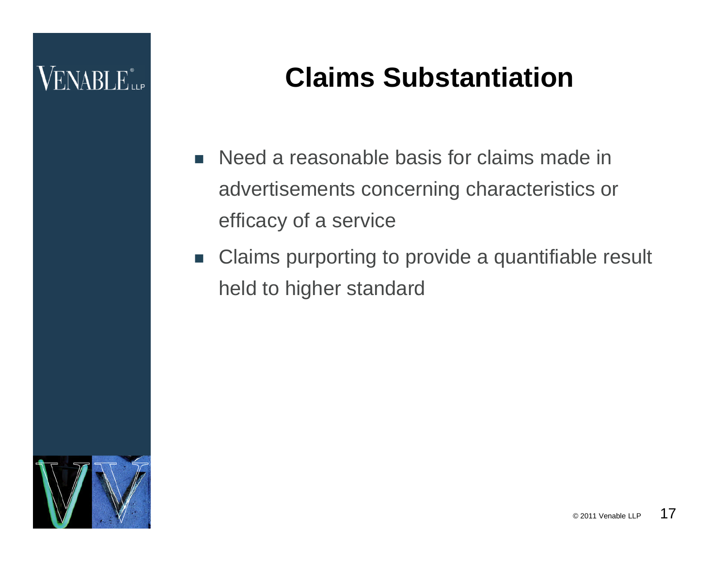# Claims Substantiation

- Need a reasonable basis for claims made in advertisements concerning characteristics or efficacy of a service
- Claims purporting to provide a quantifiable result held to higher standard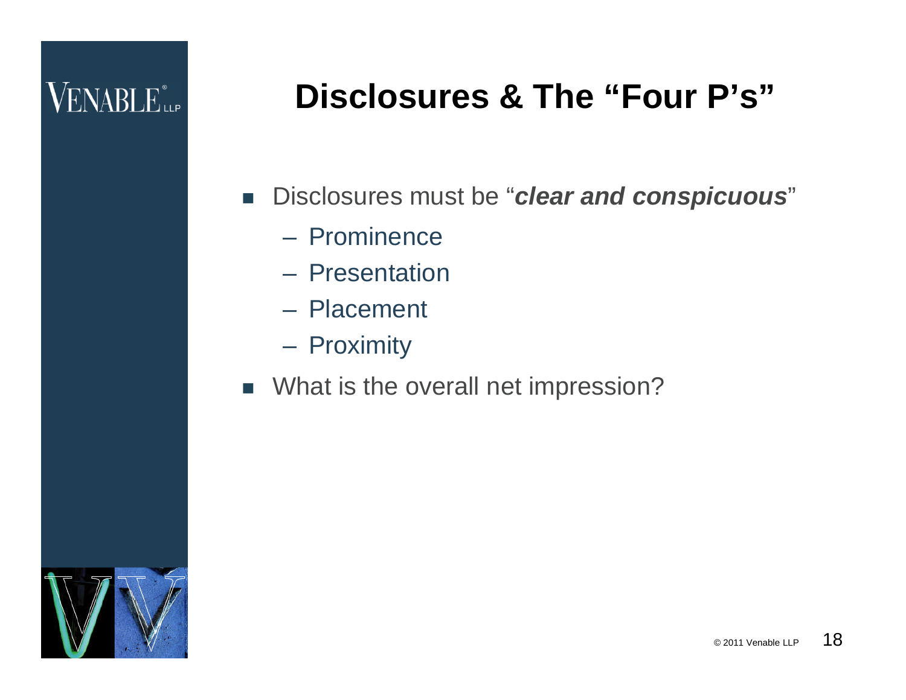# Disclosures & The "Four P's"

- Disclosures must be "***clear and conspicuous***"
  - Prominence
  - Presentation
  - Placement
  - Proximity
- What is the overall net impression?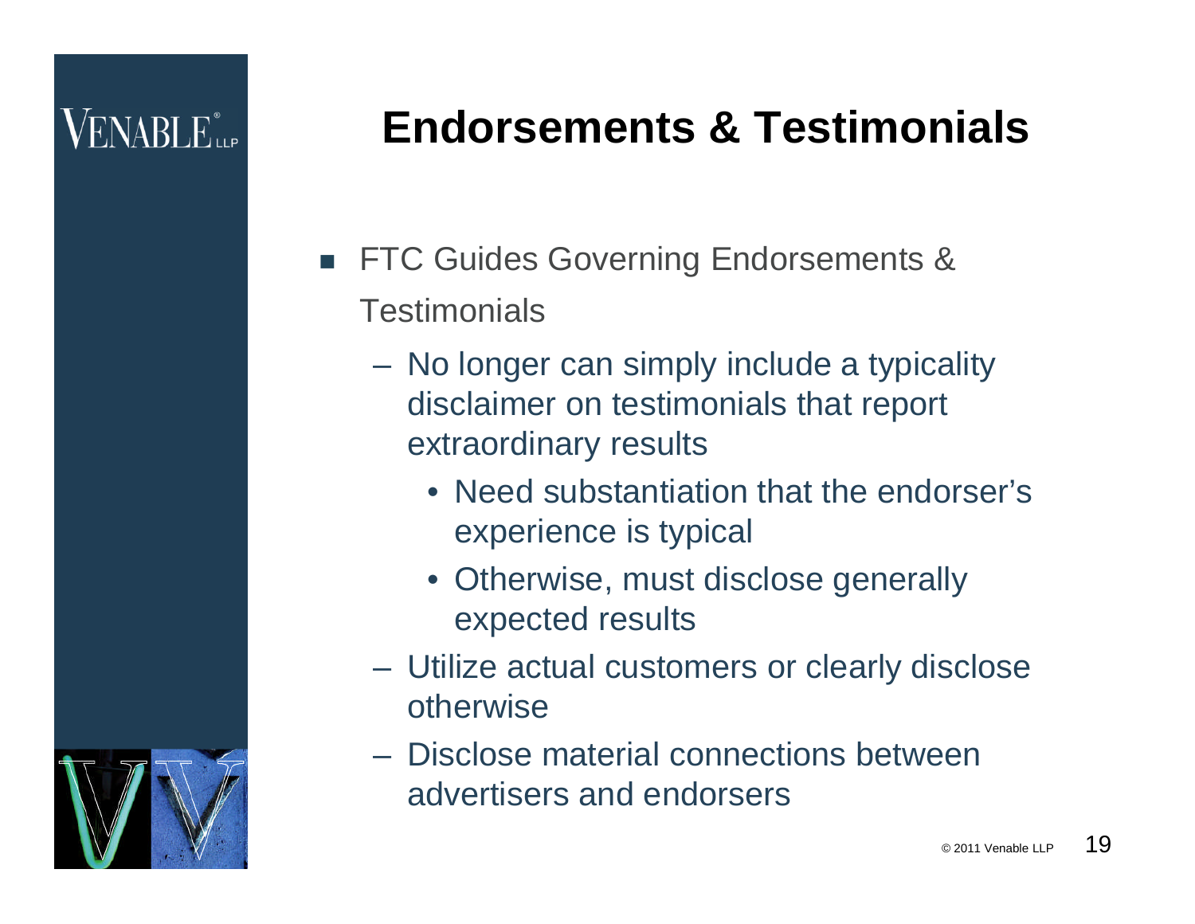# Endorsements & Testimonials

- FTC Guides Governing Endorsements & Testimonials
  - No longer can simply include a typicality disclaimer on testimonials that report extraordinary results
    - Need substantiation that the endorser's experience is typical
    - Otherwise, must disclose generally expected results
  - Utilize actual customers or clearly disclose otherwise
  - Disclose material connections between advertisers and endorsers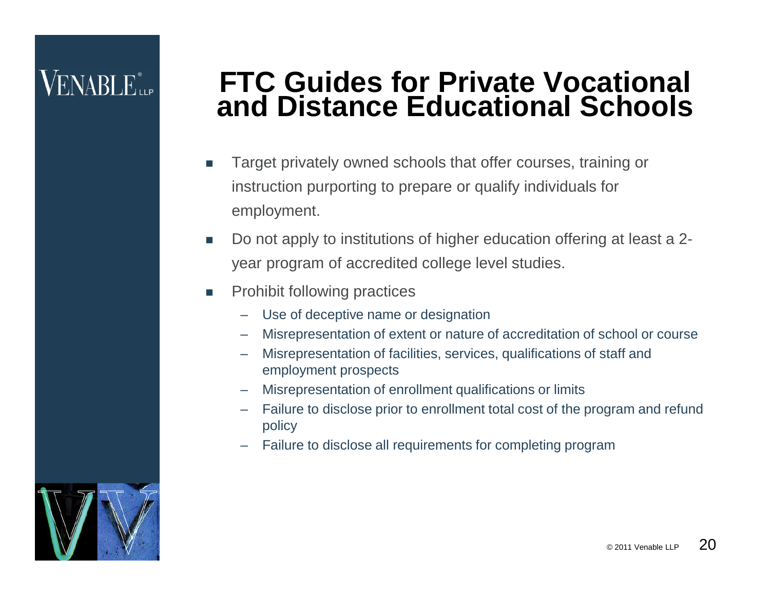# FTC Guides for Private Vocational and Distance Educational Schools

- Target privately owned schools that offer courses, training or instruction purporting to prepare or qualify individuals for employment.
- Do not apply to institutions of higher education offering at least a 2-year program of accredited college level studies.
- Prohibit following practices
  - Use of deceptive name or designation
  - Misrepresentation of extent or nature of accreditation of school or course
  - Misrepresentation of facilities, services, qualifications of staff and employment prospects
  - Misrepresentation of enrollment qualifications or limits
  - Failure to disclose prior to enrollment total cost of the program and refund policy
  - Failure to disclose all requirements for completing program

© 2011 Venable LLP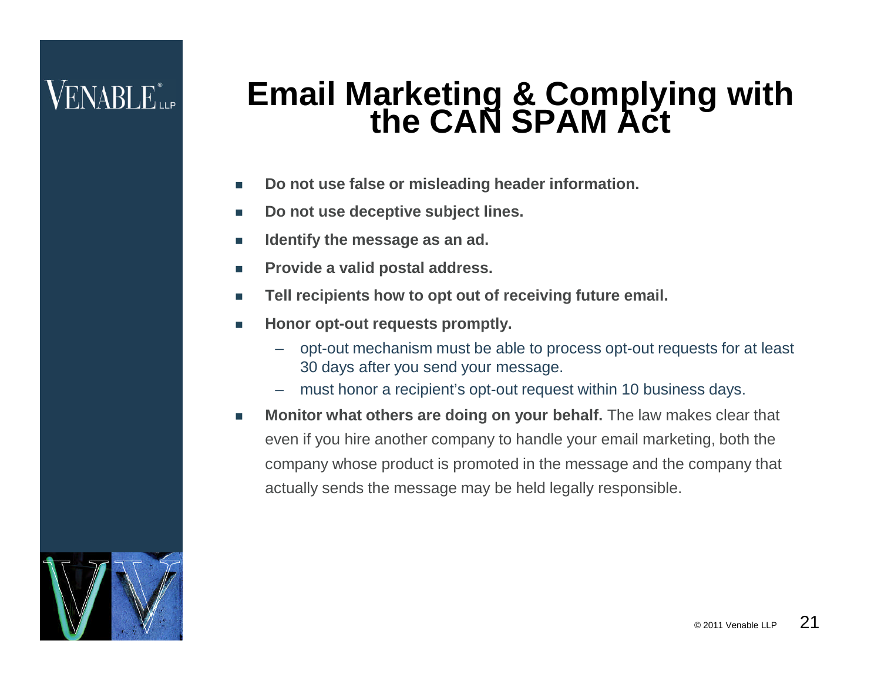# Email Marketing & Complying with the CAN SPAM Act

- **Do not use false or misleading header information.**
- **Do not use deceptive subject lines.**
- **Identify the message as an ad.**
- **Provide a valid postal address.**
- **Tell recipients how to opt out of receiving future email.**
- **Honor opt-out requests promptly.**
  - opt-out mechanism must be able to process opt-out requests for at least 30 days after you send your message.
  - must honor a recipient's opt-out request within 10 business days.
- **Monitor what others are doing on your behalf.** The law makes clear that even if you hire another company to handle your email marketing, both the company whose product is promoted in the message and the company that actually sends the message may be held legally responsible.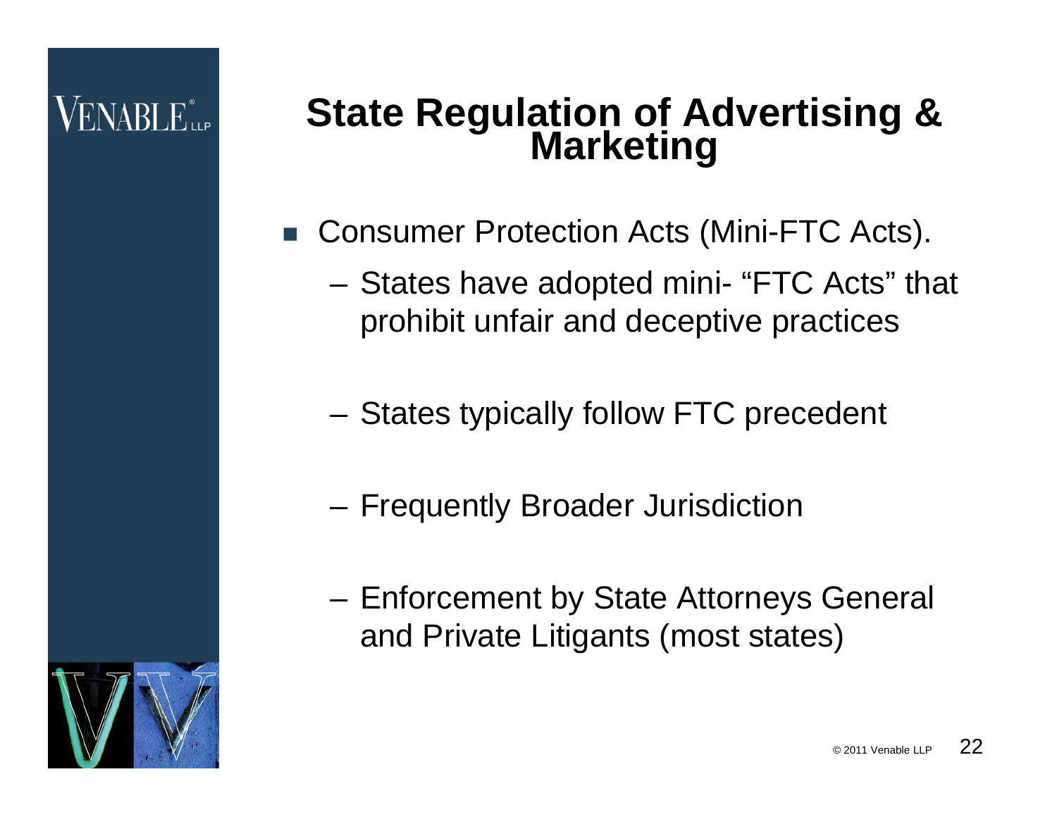# State Regulation of Advertising & Marketing

- Consumer Protection Acts (Mini-FTC Acts).
  - States have adopted mini- "FTC Acts" that prohibit unfair and deceptive practices
  - States typically follow FTC precedent
  - Frequently Broader Jurisdiction
  - Enforcement by State Attorneys General and Private Litigants (most states)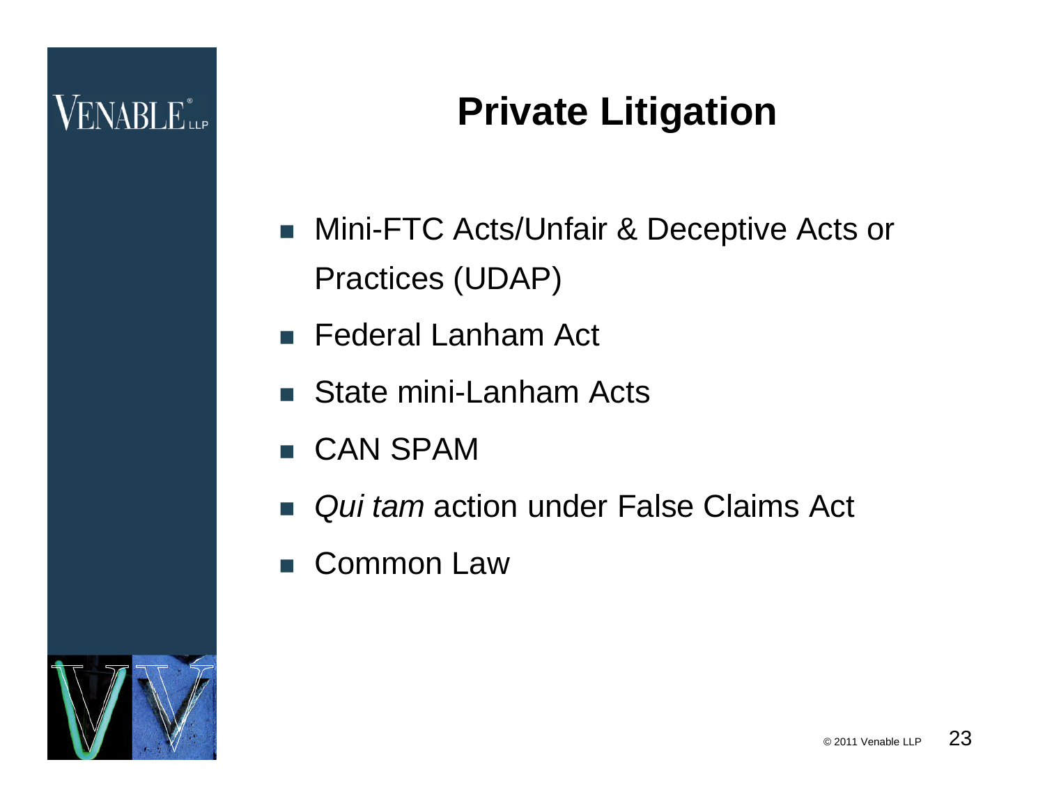# Private Litigation

- Mini-FTC Acts/Unfair & Deceptive Acts or Practices (UDAP)
- Federal Lanham Act
- State mini-Lanham Acts
- CAN SPAM
- *Qui tam* action under False Claims Act
- Common Law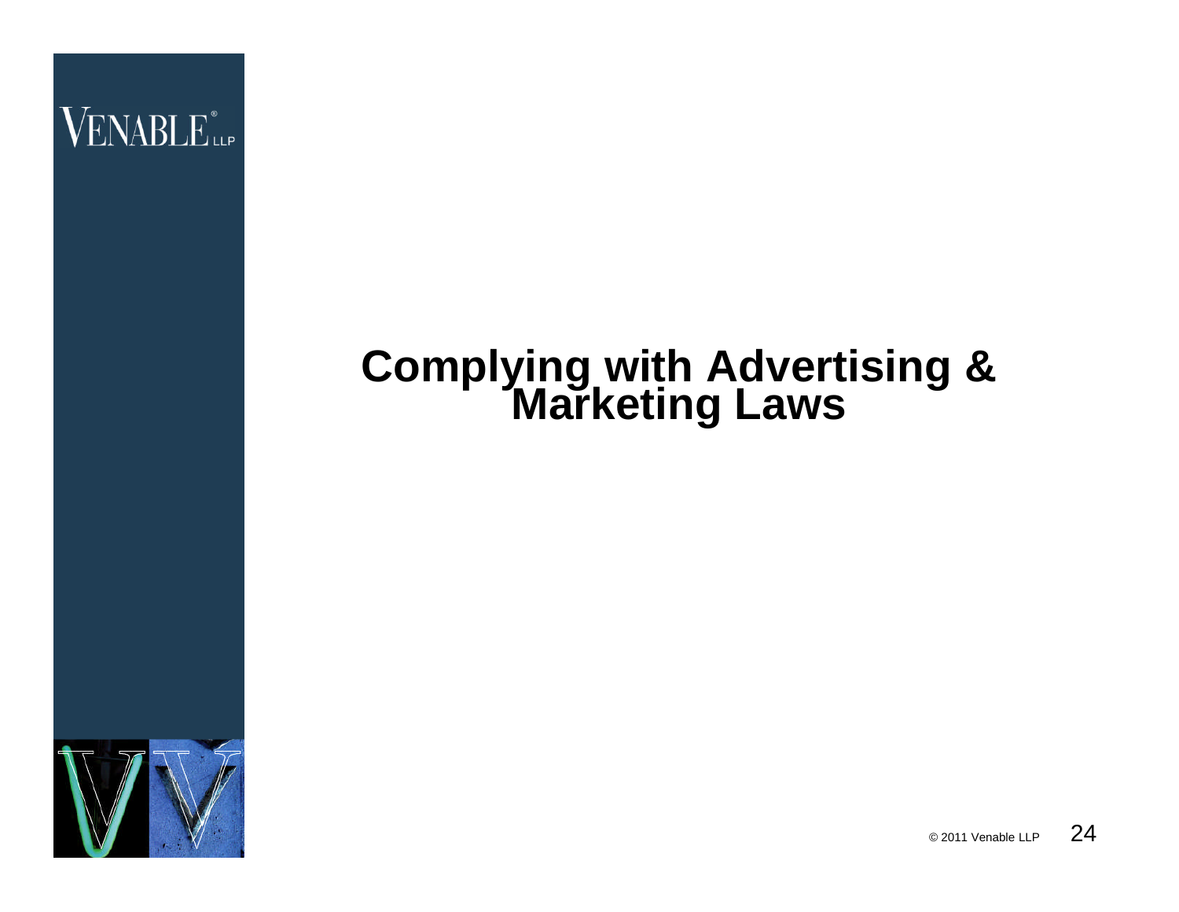# Complying with Advertising & Marketing Laws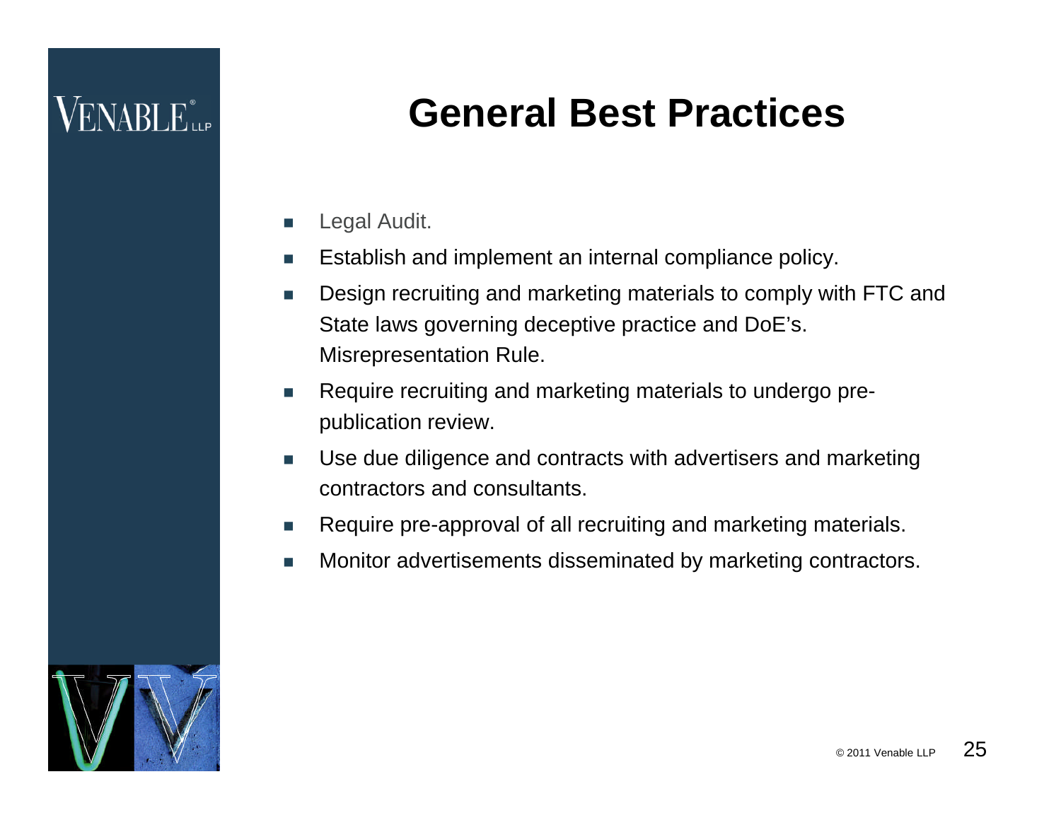# General Best Practices

- Legal Audit.
- Establish and implement an internal compliance policy.
- Design recruiting and marketing materials to comply with FTC and State laws governing deceptive practice and DoE's. Misrepresentation Rule.
- Require recruiting and marketing materials to undergo pre-publication review.
- Use due diligence and contracts with advertisers and marketing contractors and consultants.
- Require pre-approval of all recruiting and marketing materials.
- Monitor advertisements disseminated by marketing contractors.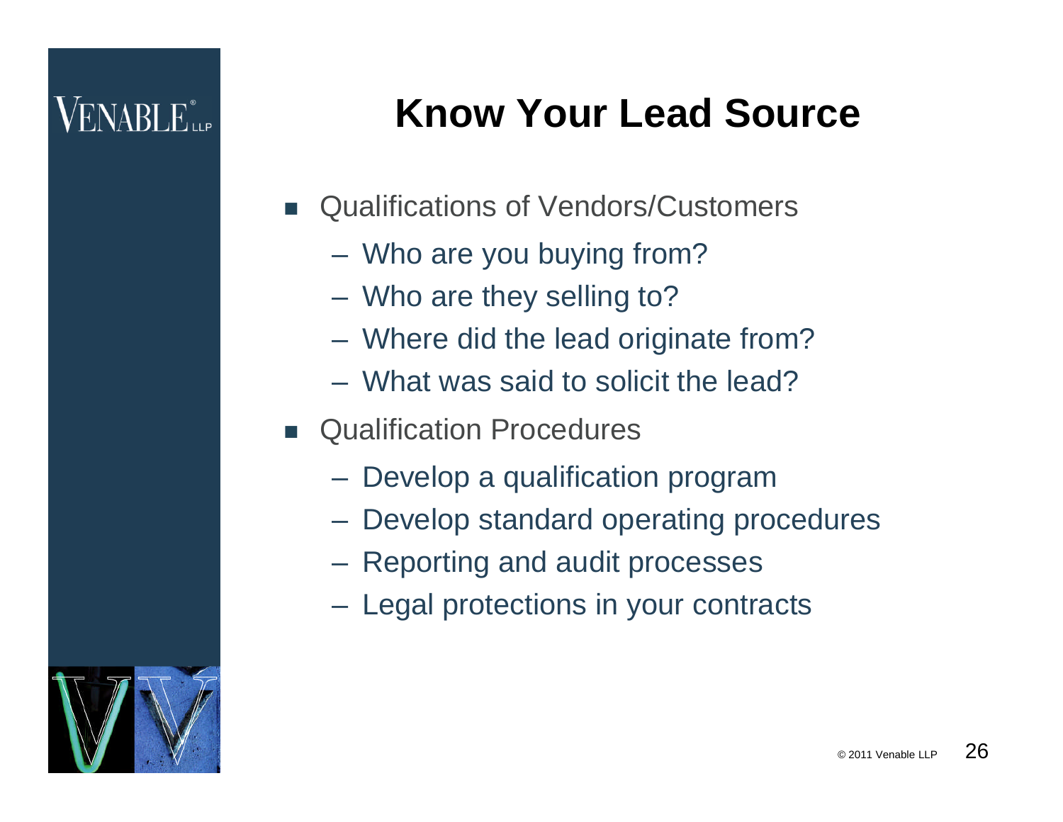# Know Your Lead Source

- Qualifications of Vendors/Customers
  - Who are you buying from?
  - Who are they selling to?
  - Where did the lead originate from?
  - What was said to solicit the lead?
- Qualification Procedures
  - Develop a qualification program
  - Develop standard operating procedures
  - Reporting and audit processes
  - Legal protections in your contracts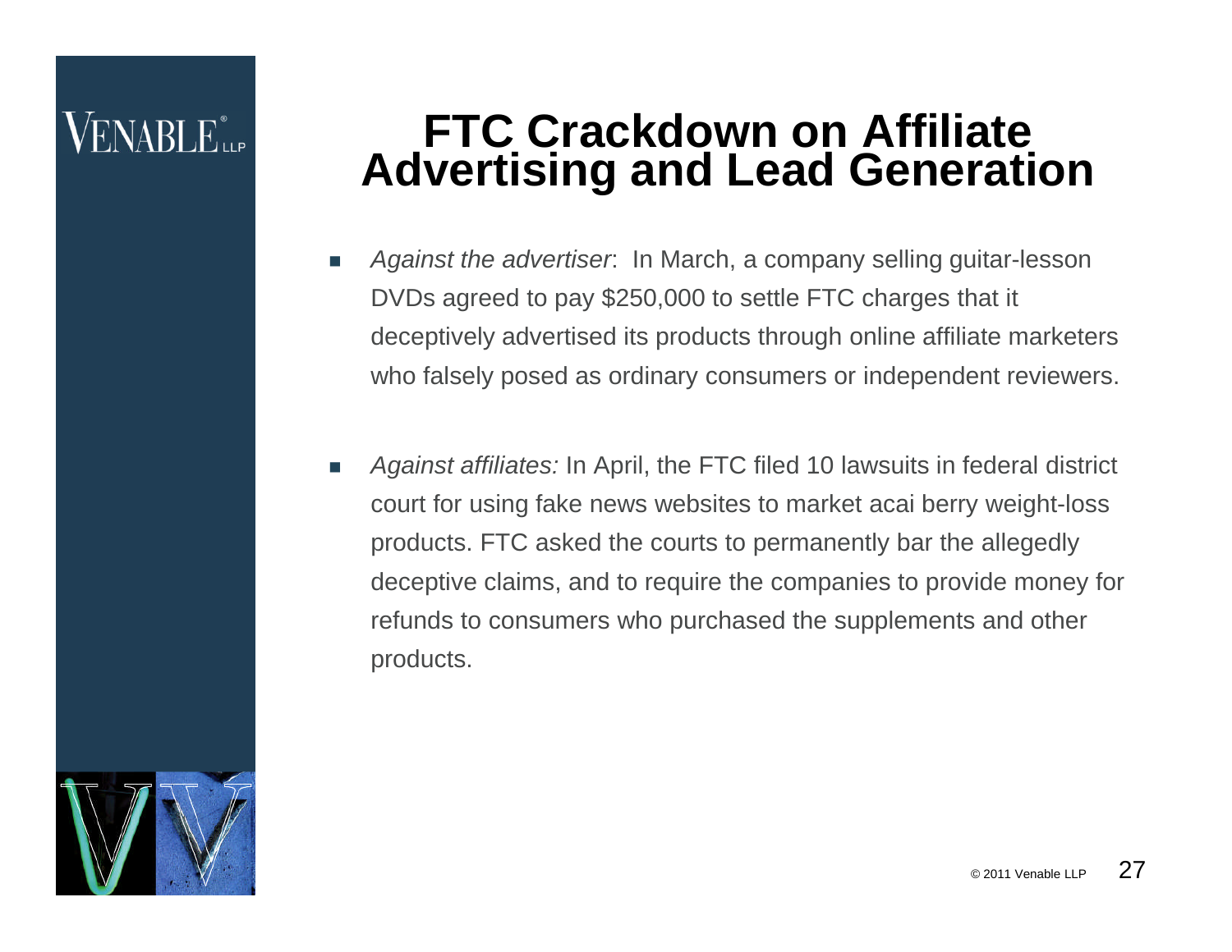# FTC Crackdown on Affiliate Advertising and Lead Generation

- *Against the advertiser*: In March, a company selling guitar-lesson DVDs agreed to pay $250,000 to settle FTC charges that it deceptively advertised its products through online affiliate marketers who falsely posed as ordinary consumers or independent reviewers.

- *Against affiliates:* In April, the FTC filed 10 lawsuits in federal district court for using fake news websites to market acai berry weight-loss products. FTC asked the courts to permanently bar the allegedly deceptive claims, and to require the companies to provide money for refunds to consumers who purchased the supplements and other products.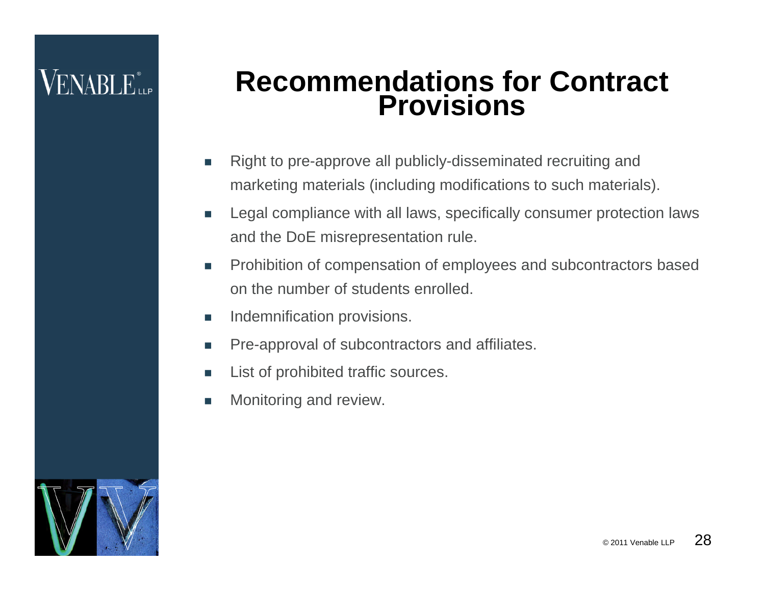# Recommendations for Contract Provisions

- Right to pre-approve all publicly-disseminated recruiting and marketing materials (including modifications to such materials).
- Legal compliance with all laws, specifically consumer protection laws and the DoE misrepresentation rule.
- Prohibition of compensation of employees and subcontractors based on the number of students enrolled.
- Indemnification provisions.
- Pre-approval of subcontractors and affiliates.
- List of prohibited traffic sources.
- Monitoring and review.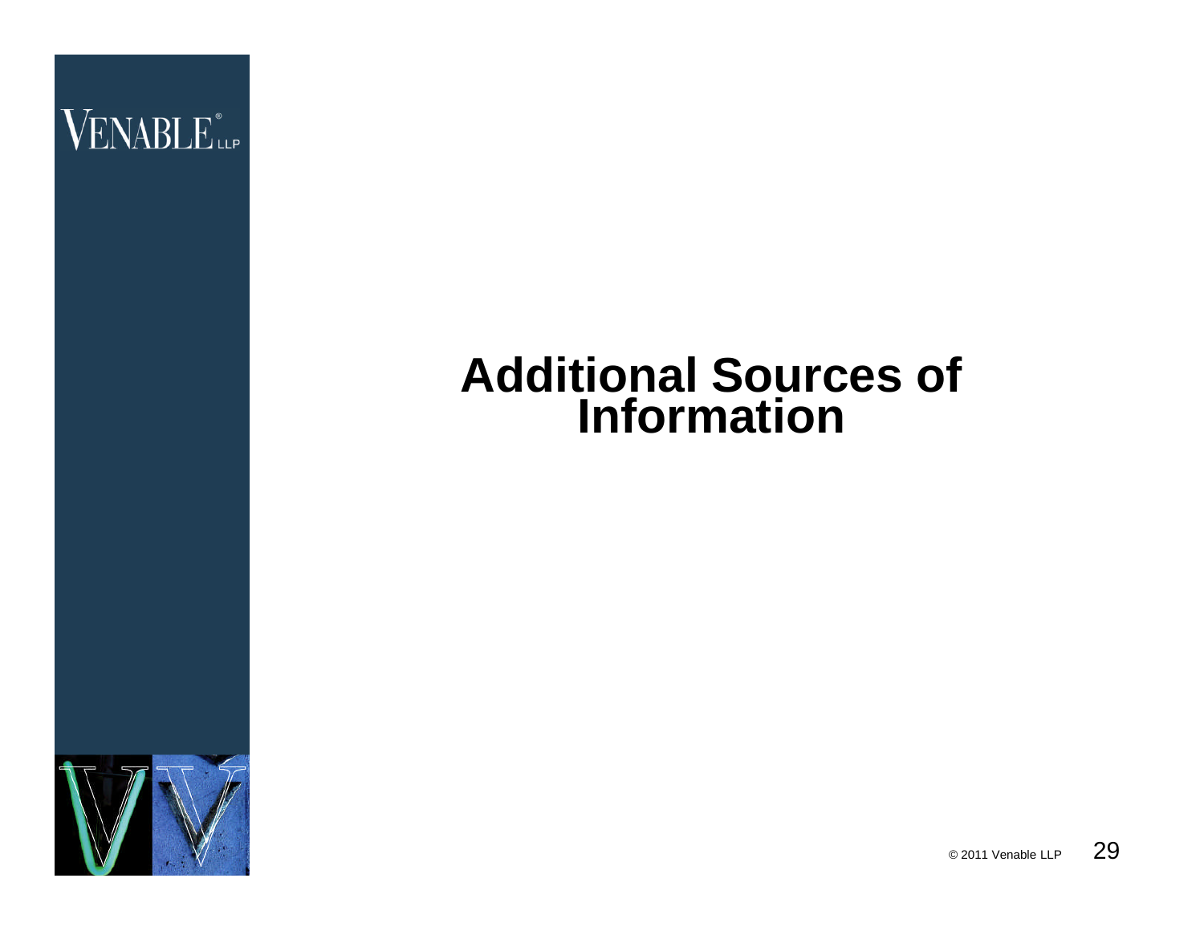# Additional Sources of Information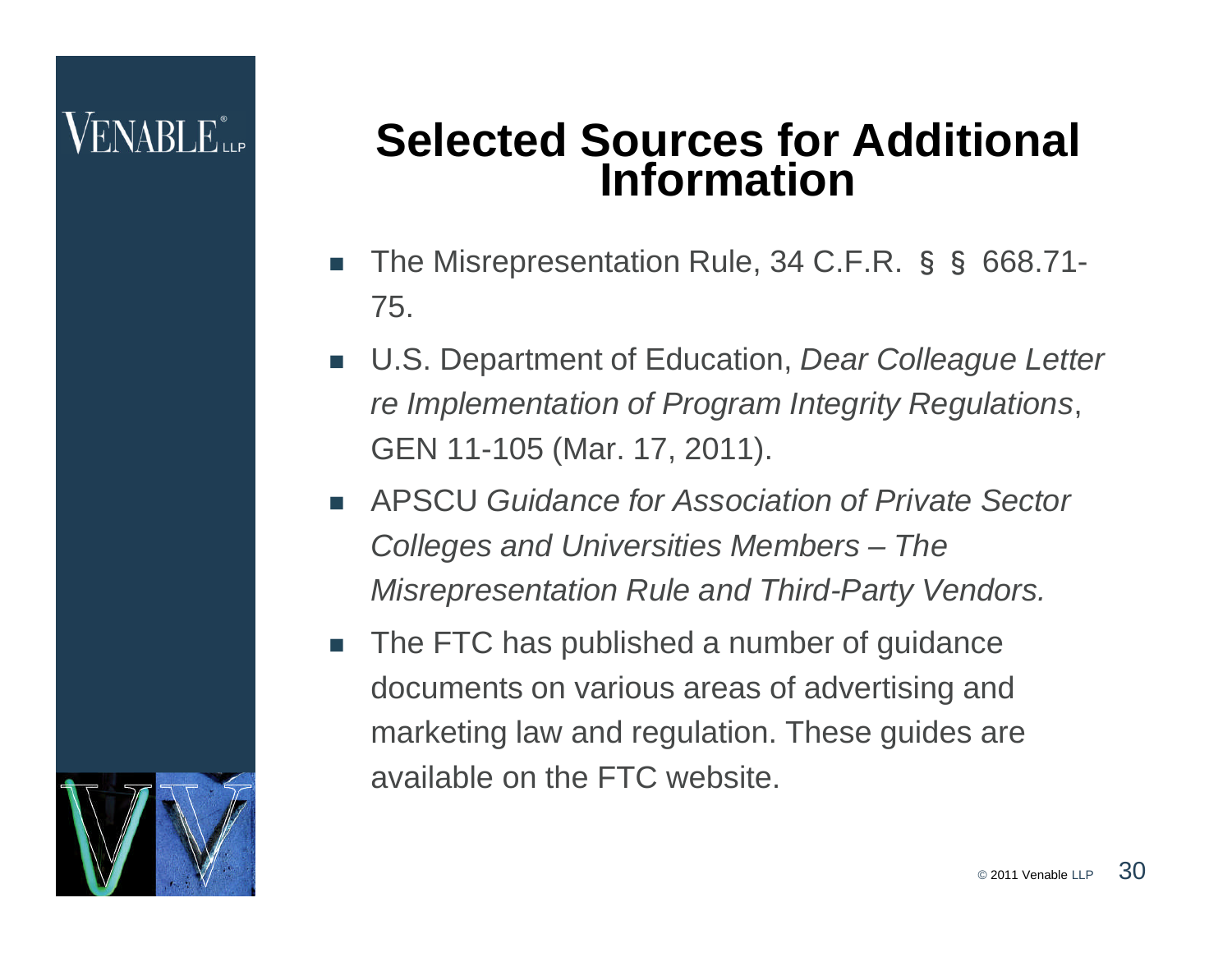# Selected Sources for Additional Information

- The Misrepresentation Rule, 34 C.F.R. §§ 668.71-75.
- U.S. Department of Education, *Dear Colleague Letter re Implementation of Program Integrity Regulations*, GEN 11-105 (Mar. 17, 2011).
- APSCU *Guidance for Association of Private Sector Colleges and Universities Members – The Misrepresentation Rule and Third-Party Vendors.*
- The FTC has published a number of guidance documents on various areas of advertising and marketing law and regulation. These guides are available on the FTC website.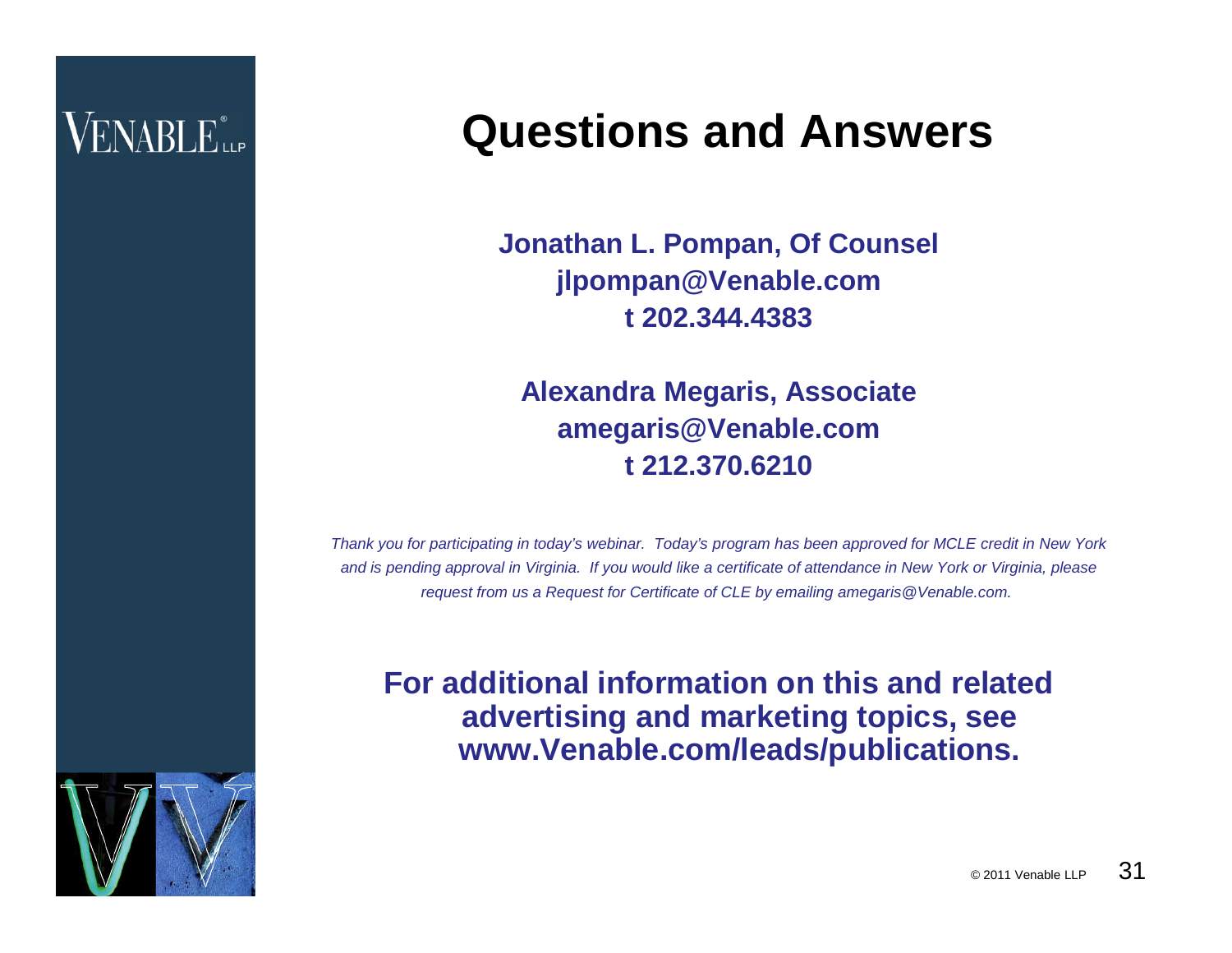VENABLE LLP

# Questions and Answers

**Jonathan L. Pompan, Of Counsel**
**jlpompan@Venable.com**
**t 202.344.4383**

**Alexandra Megaris, Associate**
**amegaris@Venable.com**
**t 212.370.6210**

*Thank you for participating in today's webinar. Today's program has been approved for MCLE credit in New York and is pending approval in Virginia. If you would like a certificate of attendance in New York or Virginia, please request from us a Request for Certificate of CLE by emailing amegaris@Venable.com.*

**For additional information on this and related advertising and marketing topics, see www.Venable.com/leads/publications.**

© 2011 Venable LLP